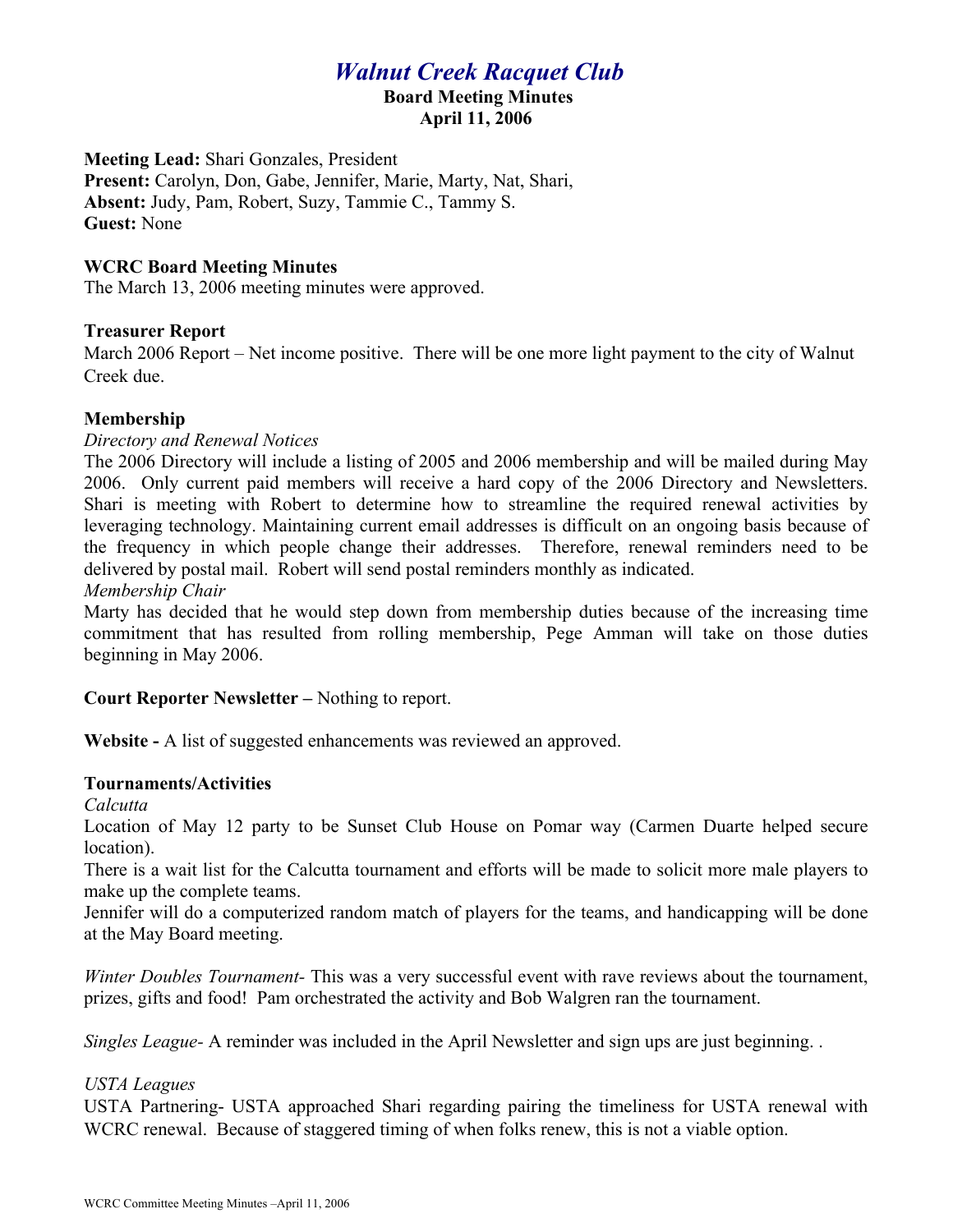# *Walnut Creek Racquet Club*

**Board Meeting Minutes**
**April 11, 2006**

**Meeting Lead:** Shari Gonzales, President
**Present:** Carolyn, Don, Gabe, Jennifer, Marie, Marty, Nat, Shari,
**Absent:** Judy, Pam, Robert, Suzy, Tammie C., Tammy S.
**Guest:** None

### WCRC Board Meeting Minutes

The March 13, 2006 meeting minutes were approved.

### Treasurer Report

March 2006 Report – Net income positive. There will be one more light payment to the city of Walnut Creek due.

### Membership

*Directory and Renewal Notices*

The 2006 Directory will include a listing of 2005 and 2006 membership and will be mailed during May 2006. Only current paid members will receive a hard copy of the 2006 Directory and Newsletters. Shari is meeting with Robert to determine how to streamline the required renewal activities by leveraging technology. Maintaining current email addresses is difficult on an ongoing basis because of the frequency in which people change their addresses. Therefore, renewal reminders need to be delivered by postal mail. Robert will send postal reminders monthly as indicated.

*Membership Chair*

Marty has decided that he would step down from membership duties because of the increasing time commitment that has resulted from rolling membership, Pege Amman will take on those duties beginning in May 2006.

**Court Reporter Newsletter –** Nothing to report.

**Website -** A list of suggested enhancements was reviewed an approved.

### Tournaments/Activities

*Calcutta*

Location of May 12 party to be Sunset Club House on Pomar way (Carmen Duarte helped secure location).

There is a wait list for the Calcutta tournament and efforts will be made to solicit more male players to make up the complete teams.

Jennifer will do a computerized random match of players for the teams, and handicapping will be done at the May Board meeting.

*Winter Doubles Tournament-* This was a very successful event with rave reviews about the tournament, prizes, gifts and food! Pam orchestrated the activity and Bob Walgren ran the tournament.

*Singles League-* A reminder was included in the April Newsletter and sign ups are just beginning. .

*USTA Leagues*

USTA Partnering- USTA approached Shari regarding pairing the timeliness for USTA renewal with WCRC renewal. Because of staggered timing of when folks renew, this is not a viable option.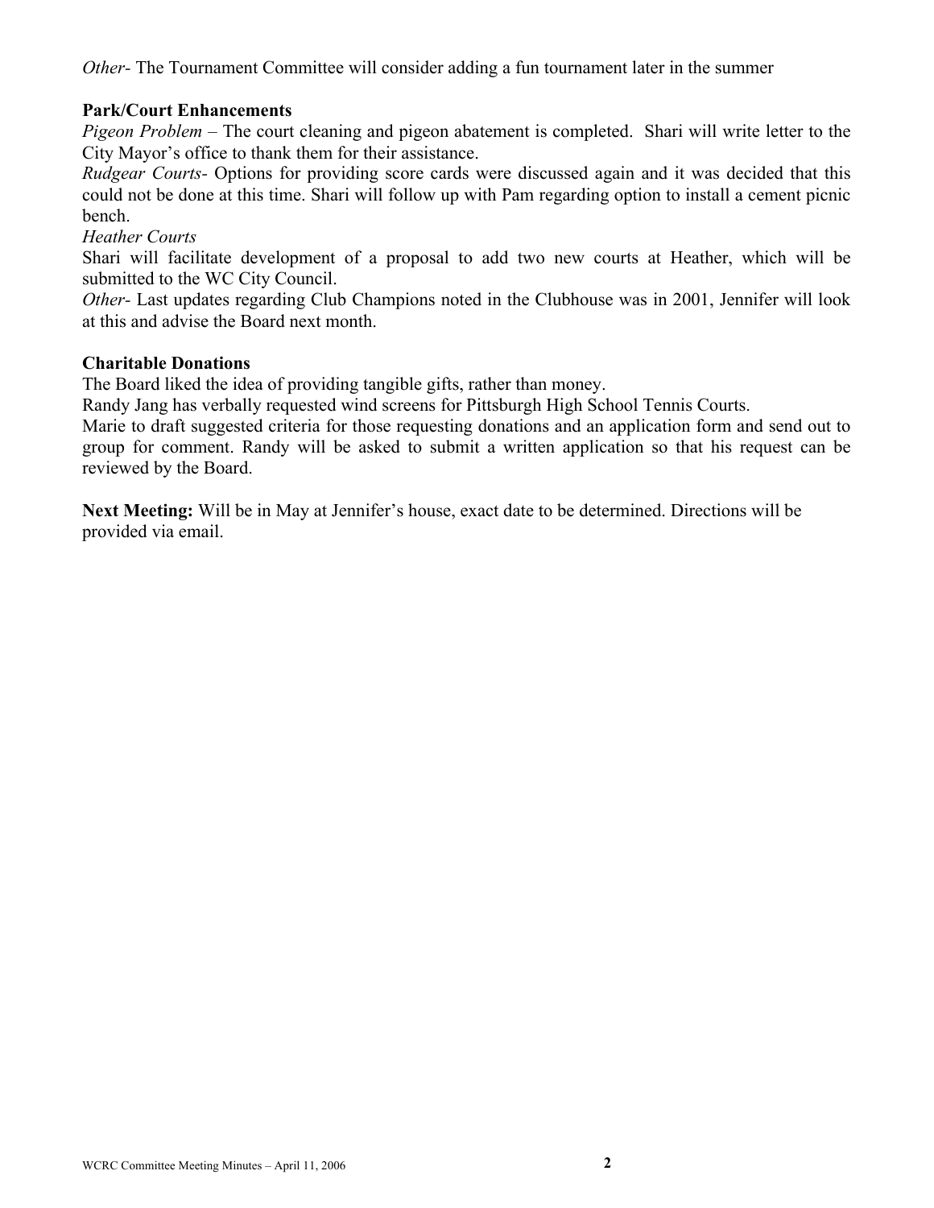*Other*- The Tournament Committee will consider adding a fun tournament later in the summer

**Park/Court Enhancements**

*Pigeon Problem* – The court cleaning and pigeon abatement is completed. Shari will write letter to the City Mayor's office to thank them for their assistance.

*Rudgear Courts*- Options for providing score cards were discussed again and it was decided that this could not be done at this time. Shari will follow up with Pam regarding option to install a cement picnic bench.

*Heather Courts*

Shari will facilitate development of a proposal to add two new courts at Heather, which will be submitted to the WC City Council.

*Other*- Last updates regarding Club Champions noted in the Clubhouse was in 2001, Jennifer will look at this and advise the Board next month.

**Charitable Donations**

The Board liked the idea of providing tangible gifts, rather than money.

Randy Jang has verbally requested wind screens for Pittsburgh High School Tennis Courts.

Marie to draft suggested criteria for those requesting donations and an application form and send out to group for comment. Randy will be asked to submit a written application so that his request can be reviewed by the Board.

**Next Meeting:** Will be in May at Jennifer's house, exact date to be determined. Directions will be provided via email.